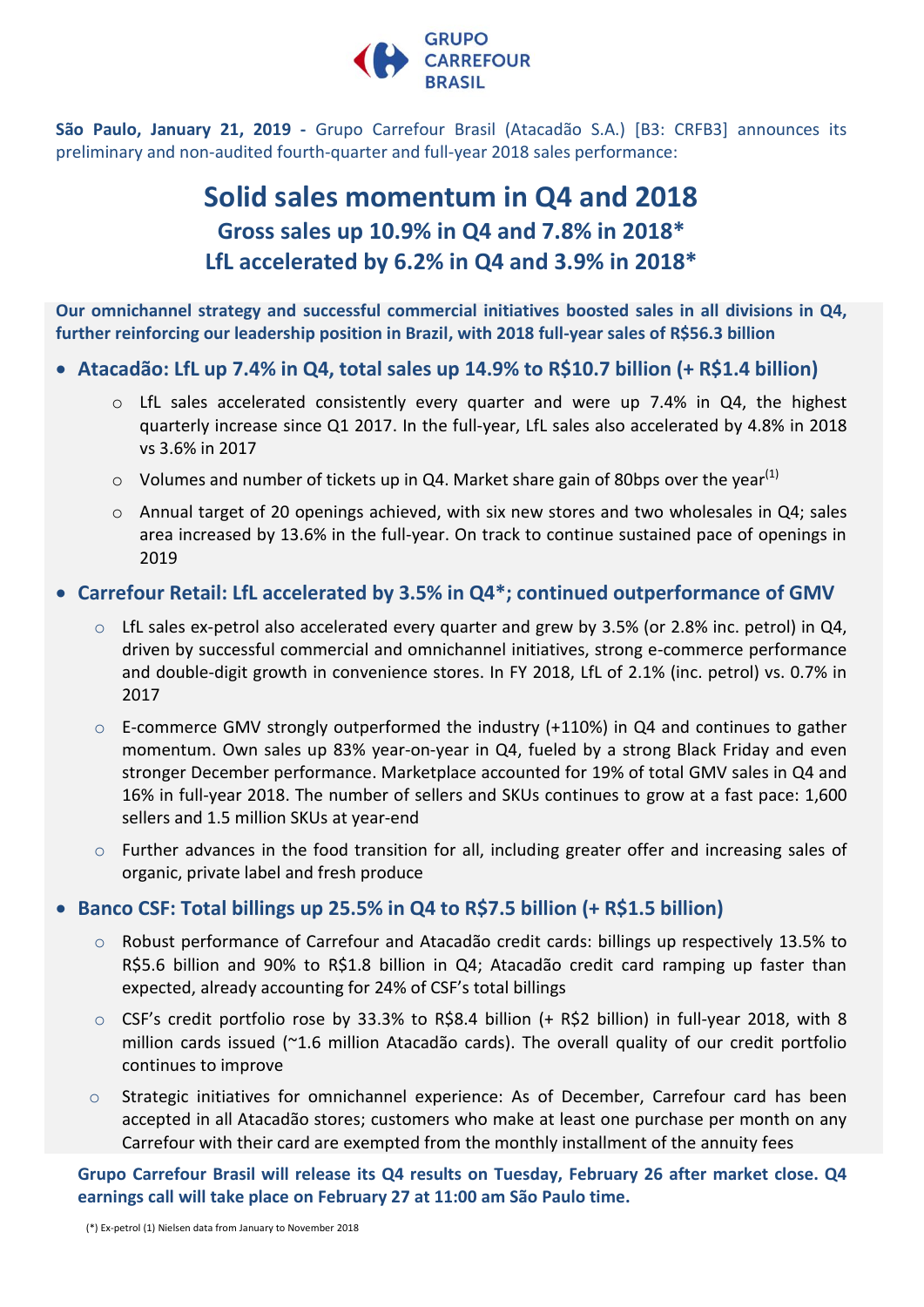GRUPO CARREFOUR BRASIL

**São Paulo, January 21, 2019 -** Grupo Carrefour Brasil (Atacadão S.A.) [B3: CRFB3] announces its preliminary and non-audited fourth-quarter and full-year 2018 sales performance:

# Solid sales momentum in Q4 and 2018

## Gross sales up 10.9% in Q4 and 7.8% in 2018*

## LfL accelerated by 6.2% in Q4 and 3.9% in 2018*

**Our omnichannel strategy and successful commercial initiatives boosted sales in all divisions in Q4, further reinforcing our leadership position in Brazil, with 2018 full-year sales of R$56.3 billion**

- **Atacadão: LfL up 7.4% in Q4, total sales up 14.9% to R$10.7 billion (+ R$1.4 billion)**
  - LfL sales accelerated consistently every quarter and were up 7.4% in Q4, the highest quarterly increase since Q1 2017. In the full-year, LfL sales also accelerated by 4.8% in 2018 vs 3.6% in 2017
  - Volumes and number of tickets up in Q4. Market share gain of 80bps over the year[1]
  - Annual target of 20 openings achieved, with six new stores and two wholesales in Q4; sales area increased by 13.6% in the full-year. On track to continue sustained pace of openings in 2019

- **Carrefour Retail: LfL accelerated by 3.5% in Q4*; continued outperformance of GMV**
  - LfL sales ex-petrol also accelerated every quarter and grew by 3.5% (or 2.8% inc. petrol) in Q4, driven by successful commercial and omnichannel initiatives, strong e-commerce performance and double-digit growth in convenience stores. In FY 2018, LfL of 2.1% (inc. petrol) vs. 0.7% in 2017
  - E-commerce GMV strongly outperformed the industry (+110%) in Q4 and continues to gather momentum. Own sales up 83% year-on-year in Q4, fueled by a strong Black Friday and even stronger December performance. Marketplace accounted for 19% of total GMV sales in Q4 and 16% in full-year 2018. The number of sellers and SKUs continues to grow at a fast pace: 1,600 sellers and 1.5 million SKUs at year-end
  - Further advances in the food transition for all, including greater offer and increasing sales of organic, private label and fresh produce

- **Banco CSF: Total billings up 25.5% in Q4 to R$7.5 billion (+ R$1.5 billion)**
  - Robust performance of Carrefour and Atacadão credit cards: billings up respectively 13.5% to R$5.6 billion and 90% to R$1.8 billion in Q4; Atacadão credit card ramping up faster than expected, already accounting for 24% of CSF's total billings
  - CSF's credit portfolio rose by 33.3% to R$8.4 billion (+ R$2 billion) in full-year 2018, with 8 million cards issued (~1.6 million Atacadão cards). The overall quality of our credit portfolio continues to improve
  - Strategic initiatives for omnichannel experience: As of December, Carrefour card has been accepted in all Atacadão stores; customers who make at least one purchase per month on any Carrefour with their card are exempted from the monthly installment of the annuity fees

**Grupo Carrefour Brasil will release its Q4 results on Tuesday, February 26 after market close. Q4 earnings call will take place on February 27 at 11:00 am São Paulo time.**

(*) Ex-petrol (1) Nielsen data from January to November 2018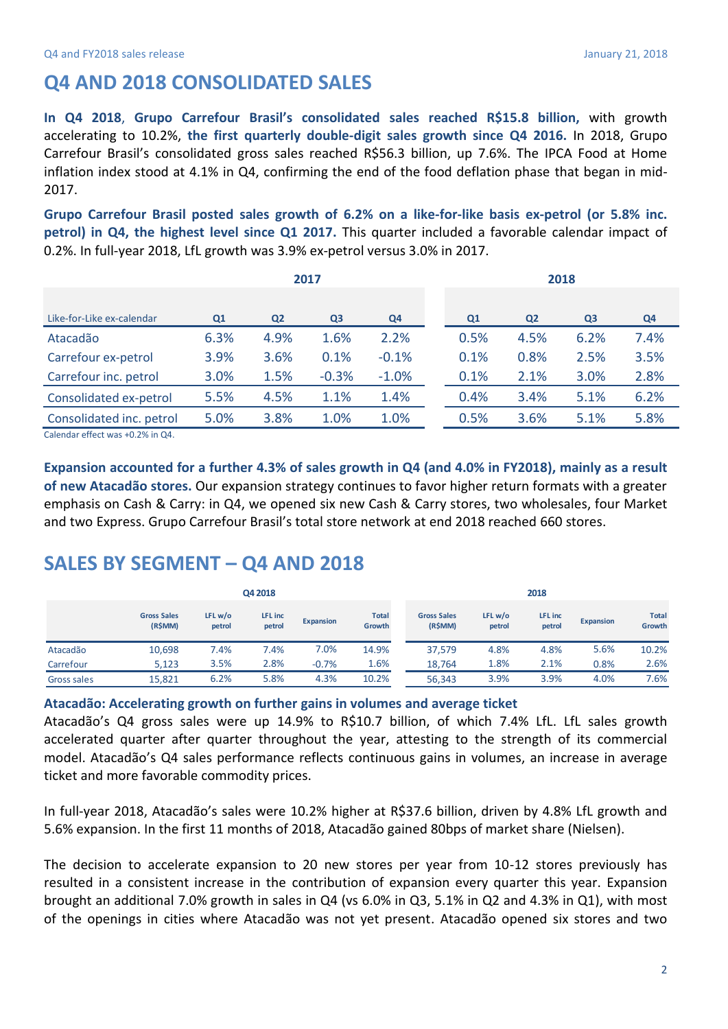# Q4 AND 2018 CONSOLIDATED SALES

**In Q4 2018**, **Grupo Carrefour Brasil's consolidated sales reached R$15.8 billion,** with growth accelerating to 10.2%, **the first quarterly double-digit sales growth since Q4 2016.** In 2018, Grupo Carrefour Brasil's consolidated gross sales reached R$56.3 billion, up 7.6%. The IPCA Food at Home inflation index stood at 4.1% in Q4, confirming the end of the food deflation phase that began in mid-2017.

**Grupo Carrefour Brasil posted sales growth of 6.2% on a like-for-like basis ex-petrol (or 5.8% inc. petrol) in Q4, the highest level since Q1 2017.** This quarter included a favorable calendar impact of 0.2%. In full-year 2018, LfL growth was 3.9% ex-petrol versus 3.0% in 2017.

| | 2017 | | | | 2018 | | | |
|---|---|---|---|---|---|---|---|---|
| Like-for-Like ex-calendar | Q1 | Q2 | Q3 | Q4 | Q1 | Q2 | Q3 | Q4 |
| Atacadão | 6.3% | 4.9% | 1.6% | 2.2% | 0.5% | 4.5% | 6.2% | 7.4% |
| Carrefour ex-petrol | 3.9% | 3.6% | 0.1% | -0.1% | 0.1% | 0.8% | 2.5% | 3.5% |
| Carrefour inc. petrol | 3.0% | 1.5% | -0.3% | -1.0% | 0.1% | 2.1% | 3.0% | 2.8% |
| Consolidated ex-petrol | 5.5% | 4.5% | 1.1% | 1.4% | 0.4% | 3.4% | 5.1% | 6.2% |
| Consolidated inc. petrol | 5.0% | 3.8% | 1.0% | 1.0% | 0.5% | 3.6% | 5.1% | 5.8% |

Calendar effect was +0.2% in Q4.

**Expansion accounted for a further 4.3% of sales growth in Q4 (and 4.0% in FY2018), mainly as a result of new Atacadão stores.** Our expansion strategy continues to favor higher return formats with a greater emphasis on Cash & Carry: in Q4, we opened six new Cash & Carry stores, two wholesales, four Market and two Express. Grupo Carrefour Brasil's total store network at end 2018 reached 660 stores.

# SALES BY SEGMENT – Q4 AND 2018

| | Q4 2018 | | | | | 2018 | | | | |
|---|---|---|---|---|---|---|---|---|---|---|
| | Gross Sales (R$MM) | LFL w/o petrol | LFL inc petrol | Expansion | Total Growth | Gross Sales (R$MM) | LFL w/o petrol | LFL inc petrol | Expansion | Total Growth |
| Atacadão | 10,698 | 7.4% | 7.4% | 7.0% | 14.9% | 37,579 | 4.8% | 4.8% | 5.6% | 10.2% |
| Carrefour | 5,123 | 3.5% | 2.8% | -0.7% | 1.6% | 18,764 | 1.8% | 2.1% | 0.8% | 2.6% |
| Gross sales | 15,821 | 6.2% | 5.8% | 4.3% | 10.2% | 56,343 | 3.9% | 3.9% | 4.0% | 7.6% |

**Atacadão: Accelerating growth on further gains in volumes and average ticket**

Atacadão's Q4 gross sales were up 14.9% to R$10.7 billion, of which 7.4% LfL. LfL sales growth accelerated quarter after quarter throughout the year, attesting to the strength of its commercial model. Atacadão's Q4 sales performance reflects continuous gains in volumes, an increase in average ticket and more favorable commodity prices.

In full-year 2018, Atacadão's sales were 10.2% higher at R$37.6 billion, driven by 4.8% LfL growth and 5.6% expansion. In the first 11 months of 2018, Atacadão gained 80bps of market share (Nielsen).

The decision to accelerate expansion to 20 new stores per year from 10-12 stores previously has resulted in a consistent increase in the contribution of expansion every quarter this year. Expansion brought an additional 7.0% growth in sales in Q4 (vs 6.0% in Q3, 5.1% in Q2 and 4.3% in Q1), with most of the openings in cities where Atacadão was not yet present. Atacadão opened six stores and two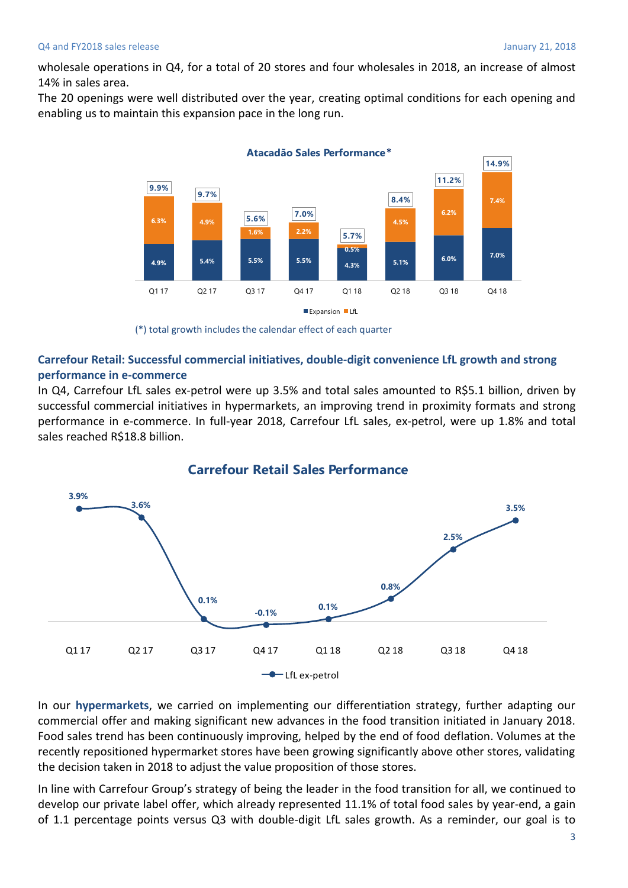wholesale operations in Q4, for a total of 20 stores and four wholesales in 2018, an increase of almost 14% in sales area.

The 20 openings were well distributed over the year, creating optimal conditions for each opening and enabling us to maintain this expansion pace in the long run.

**Atacadão Sales Performance***

| | Q1 17 | Q2 17 | Q3 17 | Q4 17 | Q1 18 | Q2 18 | Q3 18 | Q4 18 |
|---|---|---|---|---|---|---|---|---|
| Expansion | 4.9% | 5.4% | 5.5% | 5.5% | 4.3% | 5.1% | 6.0% | 7.0% |
| LfL | 6.3% | 4.9% | 1.6% | 2.2% | 0.5% | 4.5% | 6.2% | 7.4% |
| Total | 9.9% | 9.7% | 5.6% | 7.0% | 5.7% | 8.4% | 11.2% | 14.9% |

(*) total growth includes the calendar effect of each quarter

## Carrefour Retail: Successful commercial initiatives, double-digit convenience LfL growth and strong performance in e-commerce

In Q4, Carrefour LfL sales ex-petrol were up 3.5% and total sales amounted to R$5.1 billion, driven by successful commercial initiatives in hypermarkets, an improving trend in proximity formats and strong performance in e-commerce. In full-year 2018, Carrefour LfL sales, ex-petrol, were up 1.8% and total sales reached R$18.8 billion.

**Carrefour Retail Sales Performance**

| | Q1 17 | Q2 17 | Q3 17 | Q4 17 | Q1 18 | Q2 18 | Q3 18 | Q4 18 |
|---|---|---|---|---|---|---|---|---|
| LfL ex-petrol | 3.9% | 3.6% | 0.1% | -0.1% | 0.1% | 0.8% | 2.5% | 3.5% |

In our **hypermarkets**, we carried on implementing our differentiation strategy, further adapting our commercial offer and making significant new advances in the food transition initiated in January 2018. Food sales trend has been continuously improving, helped by the end of food deflation. Volumes at the recently repositioned hypermarket stores have been growing significantly above other stores, validating the decision taken in 2018 to adjust the value proposition of those stores.

In line with Carrefour Group's strategy of being the leader in the food transition for all, we continued to develop our private label offer, which already represented 11.1% of total food sales by year-end, a gain of 1.1 percentage points versus Q3 with double-digit LfL sales growth. As a reminder, our goal is to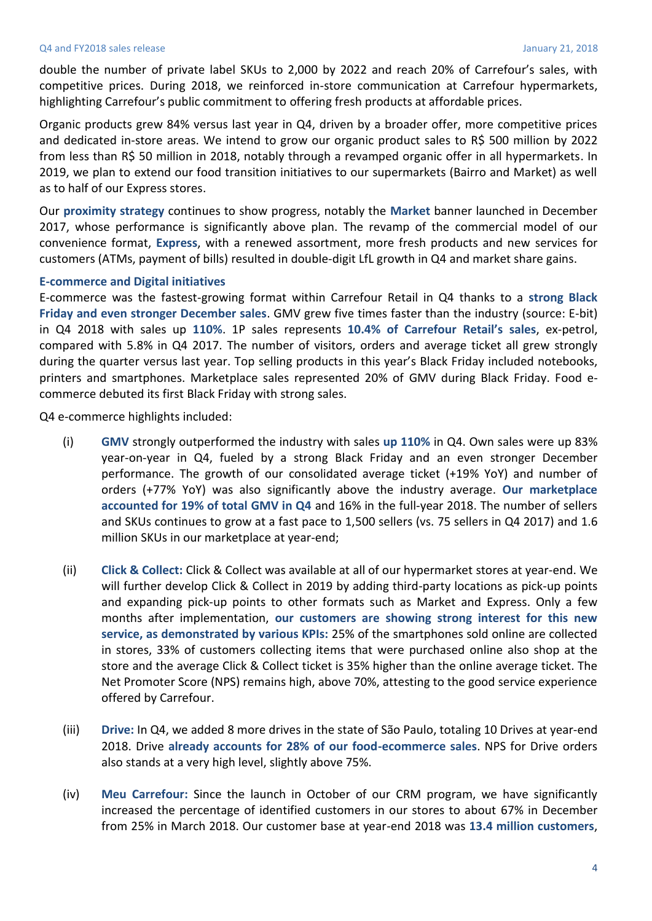double the number of private label SKUs to 2,000 by 2022 and reach 20% of Carrefour's sales, with competitive prices. During 2018, we reinforced in-store communication at Carrefour hypermarkets, highlighting Carrefour's public commitment to offering fresh products at affordable prices.

Organic products grew 84% versus last year in Q4, driven by a broader offer, more competitive prices and dedicated in-store areas. We intend to grow our organic product sales to R$ 500 million by 2022 from less than R$ 50 million in 2018, notably through a revamped organic offer in all hypermarkets. In 2019, we plan to extend our food transition initiatives to our supermarkets (Bairro and Market) as well as to half of our Express stores.

Our **proximity strategy** continues to show progress, notably the **Market** banner launched in December 2017, whose performance is significantly above plan. The revamp of the commercial model of our convenience format, **Express**, with a renewed assortment, more fresh products and new services for customers (ATMs, payment of bills) resulted in double-digit LfL growth in Q4 and market share gains.

**E-commerce and Digital initiatives**

E-commerce was the fastest-growing format within Carrefour Retail in Q4 thanks to a **strong Black Friday and even stronger December sales**. GMV grew five times faster than the industry (source: E-bit) in Q4 2018 with sales up **110%**. 1P sales represents **10.4% of Carrefour Retail's sales**, ex-petrol, compared with 5.8% in Q4 2017. The number of visitors, orders and average ticket all grew strongly during the quarter versus last year. Top selling products in this year's Black Friday included notebooks, printers and smartphones. Marketplace sales represented 20% of GMV during Black Friday. Food e-commerce debuted its first Black Friday with strong sales.

Q4 e-commerce highlights included:

(i) **GMV** strongly outperformed the industry with sales **up 110%** in Q4. Own sales were up 83% year-on-year in Q4, fueled by a strong Black Friday and an even stronger December performance. The growth of our consolidated average ticket (+19% YoY) and number of orders (+77% YoY) was also significantly above the industry average. **Our marketplace accounted for 19% of total GMV in Q4** and 16% in the full-year 2018. The number of sellers and SKUs continues to grow at a fast pace to 1,500 sellers (vs. 75 sellers in Q4 2017) and 1.6 million SKUs in our marketplace at year-end;

(ii) **Click & Collect:** Click & Collect was available at all of our hypermarket stores at year-end. We will further develop Click & Collect in 2019 by adding third-party locations as pick-up points and expanding pick-up points to other formats such as Market and Express. Only a few months after implementation, **our customers are showing strong interest for this new service, as demonstrated by various KPIs:** 25% of the smartphones sold online are collected in stores, 33% of customers collecting items that were purchased online also shop at the store and the average Click & Collect ticket is 35% higher than the online average ticket. The Net Promoter Score (NPS) remains high, above 70%, attesting to the good service experience offered by Carrefour.

(iii) **Drive:** In Q4, we added 8 more drives in the state of São Paulo, totaling 10 Drives at year-end 2018. Drive **already accounts for 28% of our food-ecommerce sales**. NPS for Drive orders also stands at a very high level, slightly above 75%.

(iv) **Meu Carrefour:** Since the launch in October of our CRM program, we have significantly increased the percentage of identified customers in our stores to about 67% in December from 25% in March 2018. Our customer base at year-end 2018 was **13.4 million customers**,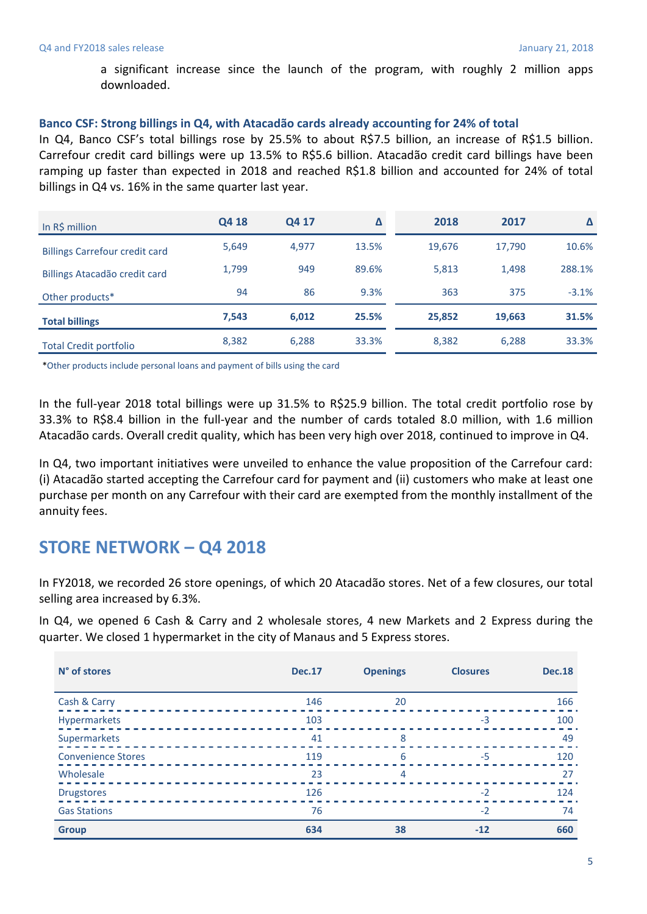a significant increase since the launch of the program, with roughly 2 million apps downloaded.

**Banco CSF: Strong billings in Q4, with Atacadão cards already accounting for 24% of total**

In Q4, Banco CSF's total billings rose by 25.5% to about R$7.5 billion, an increase of R$1.5 billion. Carrefour credit card billings were up 13.5% to R$5.6 billion. Atacadão credit card billings have been ramping up faster than expected in 2018 and reached R$1.8 billion and accounted for 24% of total billings in Q4 vs. 16% in the same quarter last year.

| In R$ million | Q4 18 | Q4 17 | Δ | 2018 | 2017 | Δ |
|---|---|---|---|---|---|---|
| Billings Carrefour credit card | 5,649 | 4,977 | 13.5% | 19,676 | 17,790 | 10.6% |
| Billings Atacadão credit card | 1,799 | 949 | 89.6% | 5,813 | 1,498 | 288.1% |
| Other products* | 94 | 86 | 9.3% | 363 | 375 | -3.1% |
| **Total billings** | **7,543** | **6,012** | **25.5%** | **25,852** | **19,663** | **31.5%** |
| Total Credit portfolio | 8,382 | 6,288 | 33.3% | 8,382 | 6,288 | 33.3% |

*Other products include personal loans and payment of bills using the card

In the full-year 2018 total billings were up 31.5% to R$25.9 billion. The total credit portfolio rose by 33.3% to R$8.4 billion in the full-year and the number of cards totaled 8.0 million, with 1.6 million Atacadão cards. Overall credit quality, which has been very high over 2018, continued to improve in Q4.

In Q4, two important initiatives were unveiled to enhance the value proposition of the Carrefour card: (i) Atacadão started accepting the Carrefour card for payment and (ii) customers who make at least one purchase per month on any Carrefour with their card are exempted from the monthly installment of the annuity fees.

## STORE NETWORK – Q4 2018

In FY2018, we recorded 26 store openings, of which 20 Atacadão stores. Net of a few closures, our total selling area increased by 6.3%.

In Q4, we opened 6 Cash & Carry and 2 wholesale stores, 4 new Markets and 2 Express during the quarter. We closed 1 hypermarket in the city of Manaus and 5 Express stores.

| N° of stores | Dec.17 | Openings | Closures | Dec.18 |
|---|---|---|---|---|
| Cash & Carry | 146 | 20 | | 166 |
| Hypermarkets | 103 | | -3 | 100 |
| Supermarkets | 41 | 8 | | 49 |
| Convenience Stores | 119 | 6 | -5 | 120 |
| Wholesale | 23 | 4 | | 27 |
| Drugstores | 126 | | -2 | 124 |
| Gas Stations | 76 | | -2 | 74 |
| **Group** | **634** | **38** | **-12** | **660** |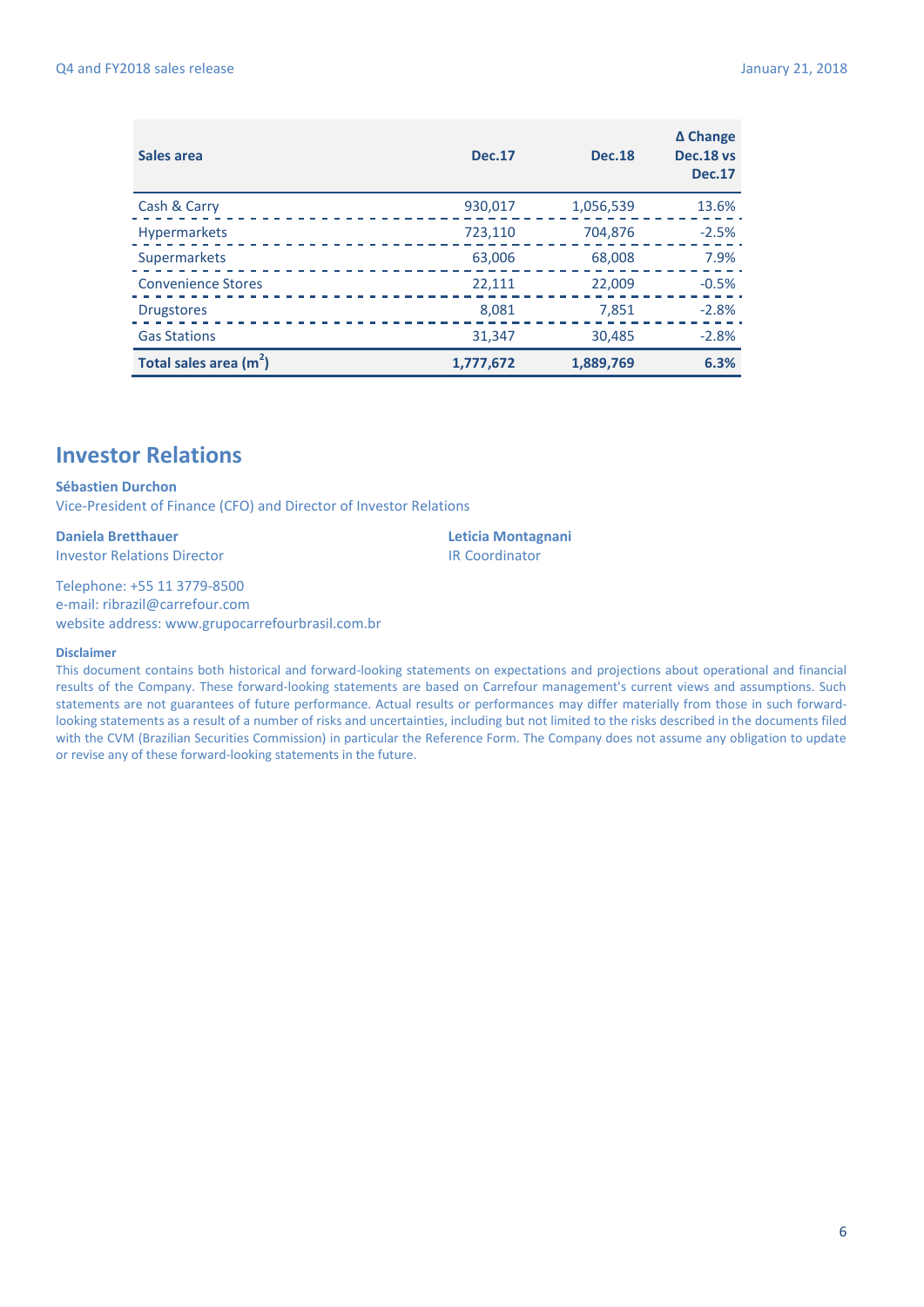| Sales area | Dec.17 | Dec.18 | Δ Change Dec.18 vs Dec.17 |
|---|---|---|---|
| Cash & Carry | 930,017 | 1,056,539 | 13.6% |
| Hypermarkets | 723,110 | 704,876 | -2.5% |
| Supermarkets | 63,006 | 68,008 | 7.9% |
| Convenience Stores | 22,111 | 22,009 | -0.5% |
| Drugstores | 8,081 | 7,851 | -2.8% |
| Gas Stations | 31,347 | 30,485 | -2.8% |
| **Total sales area ($m^2$)** | **1,777,672** | **1,889,769** | **6.3%** |

## Investor Relations

**Sébastien Durchon**
Vice-President of Finance (CFO) and Director of Investor Relations

**Daniela Bretthauer**
Investor Relations Director

**Leticia Montagnani**
IR Coordinator

Telephone: +55 11 3779-8500
e-mail: ribrazil@carrefour.com
website address: www.grupocarrefourbrasil.com.br

**Disclaimer**

This document contains both historical and forward-looking statements on expectations and projections about operational and financial results of the Company. These forward-looking statements are based on Carrefour management's current views and assumptions. Such statements are not guarantees of future performance. Actual results or performances may differ materially from those in such forward-looking statements as a result of a number of risks and uncertainties, including but not limited to the risks described in the documents filed with the CVM (Brazilian Securities Commission) in particular the Reference Form. The Company does not assume any obligation to update or revise any of these forward-looking statements in the future.